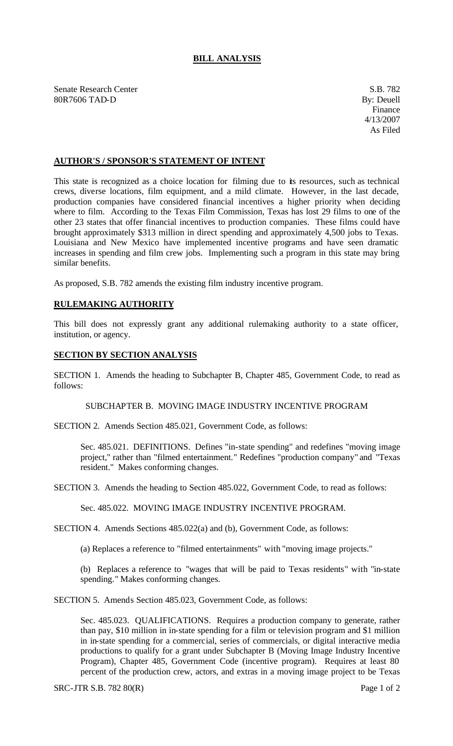# BILL ANALYSIS

Senate Research Center
80R7606 TAD-D

S.B. 782
By: Deuell
Finance
4/13/2007
As Filed

## AUTHOR'S / SPONSOR'S STATEMENT OF INTENT

This state is recognized as a choice location for filming due to its resources, such as technical crews, diverse locations, film equipment, and a mild climate. However, in the last decade, production companies have considered financial incentives a higher priority when deciding where to film. According to the Texas Film Commission, Texas has lost 29 films to one of the other 23 states that offer financial incentives to production companies. These films could have brought approximately $313 million in direct spending and approximately 4,500 jobs to Texas. Louisiana and New Mexico have implemented incentive programs and have seen dramatic increases in spending and film crew jobs. Implementing such a program in this state may bring similar benefits.

As proposed, S.B. 782 amends the existing film industry incentive program.

## RULEMAKING AUTHORITY

This bill does not expressly grant any additional rulemaking authority to a state officer, institution, or agency.

## SECTION BY SECTION ANALYSIS

SECTION 1. Amends the heading to Subchapter B, Chapter 485, Government Code, to read as follows:

SUBCHAPTER B. MOVING IMAGE INDUSTRY INCENTIVE PROGRAM

SECTION 2. Amends Section 485.021, Government Code, as follows:

Sec. 485.021. DEFINITIONS. Defines "in-state spending" and redefines "moving image project," rather than "filmed entertainment." Redefines "production company" and "Texas resident." Makes conforming changes.

SECTION 3. Amends the heading to Section 485.022, Government Code, to read as follows:

Sec. 485.022. MOVING IMAGE INDUSTRY INCENTIVE PROGRAM.

SECTION 4. Amends Sections 485.022(a) and (b), Government Code, as follows:

(a) Replaces a reference to "filmed entertainments" with "moving image projects."

(b) Replaces a reference to "wages that will be paid to Texas residents" with "in-state spending." Makes conforming changes.

SECTION 5. Amends Section 485.023, Government Code, as follows:

Sec. 485.023. QUALIFICATIONS. Requires a production company to generate, rather than pay, $10 million in in-state spending for a film or television program and $1 million in in-state spending for a commercial, series of commercials, or digital interactive media productions to qualify for a grant under Subchapter B (Moving Image Industry Incentive Program), Chapter 485, Government Code (incentive program). Requires at least 80 percent of the production crew, actors, and extras in a moving image project to be Texas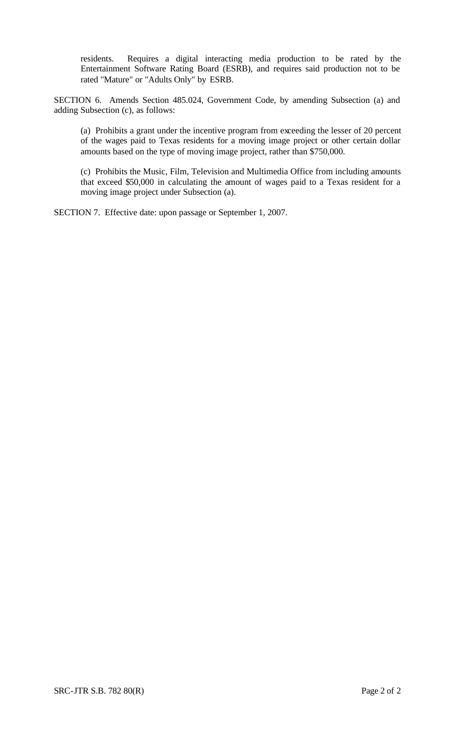residents. Requires a digital interacting media production to be rated by the Entertainment Software Rating Board (ESRB), and requires said production not to be rated "Mature" or "Adults Only" by ESRB.

SECTION 6. Amends Section 485.024, Government Code, by amending Subsection (a) and adding Subsection (c), as follows:

(a) Prohibits a grant under the incentive program from exceeding the lesser of 20 percent of the wages paid to Texas residents for a moving image project or other certain dollar amounts based on the type of moving image project, rather than $750,000.

(c) Prohibits the Music, Film, Television and Multimedia Office from including amounts that exceed $50,000 in calculating the amount of wages paid to a Texas resident for a moving image project under Subsection (a).

SECTION 7. Effective date: upon passage or September 1, 2007.